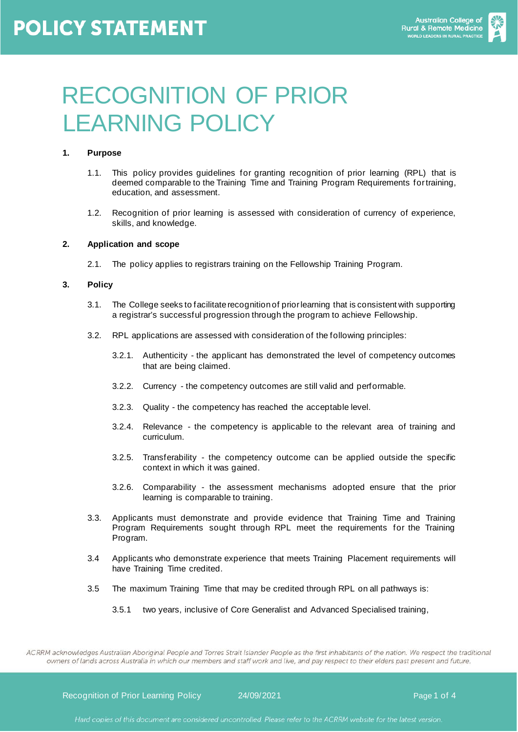# RECOGNITION OF PRIOR LEARNING POLICY

**1. Purpose**

1.1. This policy provides guidelines for granting recognition of prior learning (RPL) that is deemed comparable to the Training Time and Training Program Requirements for training, education, and assessment.

1.2. Recognition of prior learning is assessed with consideration of currency of experience, skills, and knowledge.

**2. Application and scope**

2.1. The policy applies to registrars training on the Fellowship Training Program.

**3. Policy**

3.1. The College seeks to facilitate recognition of prior learning that is consistent with supporting a registrar's successful progression through the program to achieve Fellowship.

3.2. RPL applications are assessed with consideration of the following principles:

3.2.1. Authenticity - the applicant has demonstrated the level of competency outcomes that are being claimed.

3.2.2. Currency - the competency outcomes are still valid and performable.

3.2.3. Quality - the competency has reached the acceptable level.

3.2.4. Relevance - the competency is applicable to the relevant area of training and curriculum.

3.2.5. Transferability - the competency outcome can be applied outside the specific context in which it was gained.

3.2.6. Comparability - the assessment mechanisms adopted ensure that the prior learning is comparable to training.

3.3. Applicants must demonstrate and provide evidence that Training Time and Training Program Requirements sought through RPL meet the requirements for the Training Program.

3.4 Applicants who demonstrate experience that meets Training Placement requirements will have Training Time credited.

3.5 The maximum Training Time that may be credited through RPL on all pathways is:

3.5.1 two years, inclusive of Core Generalist and Advanced Specialised training,

*ACRRM acknowledges Australian Aboriginal People and Torres Strait Islander People as the first inhabitants of the nation. We respect the traditional owners of lands across Australia in which our members and staff work and live, and pay respect to their elders past present and future.*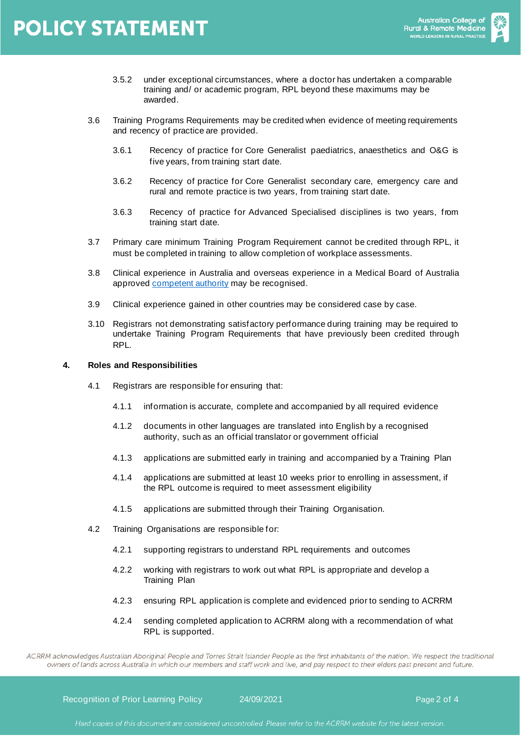3.5.2 under exceptional circumstances, where a doctor has undertaken a comparable training and/ or academic program, RPL beyond these maximums may be awarded.

3.6 Training Programs Requirements may be credited when evidence of meeting requirements and recency of practice are provided.

3.6.1 Recency of practice for Core Generalist paediatrics, anaesthetics and O&G is five years, from training start date.

3.6.2 Recency of practice for Core Generalist secondary care, emergency care and rural and remote practice is two years, from training start date.

3.6.3 Recency of practice for Advanced Specialised disciplines is two years, from training start date.

3.7 Primary care minimum Training Program Requirement cannot be credited through RPL, it must be completed in training to allow completion of workplace assessments.

3.8 Clinical experience in Australia and overseas experience in a Medical Board of Australia approved competent authority may be recognised.

3.9 Clinical experience gained in other countries may be considered case by case.

3.10 Registrars not demonstrating satisfactory performance during training may be required to undertake Training Program Requirements that have previously been credited through RPL.

**4. Roles and Responsibilities**

4.1 Registrars are responsible for ensuring that:

4.1.1 information is accurate, complete and accompanied by all required evidence

4.1.2 documents in other languages are translated into English by a recognised authority, such as an official translator or government official

4.1.3 applications are submitted early in training and accompanied by a Training Plan

4.1.4 applications are submitted at least 10 weeks prior to enrolling in assessment, if the RPL outcome is required to meet assessment eligibility

4.1.5 applications are submitted through their Training Organisation.

4.2 Training Organisations are responsible for:

4.2.1 supporting registrars to understand RPL requirements and outcomes

4.2.2 working with registrars to work out what RPL is appropriate and develop a Training Plan

4.2.3 ensuring RPL application is complete and evidenced prior to sending to ACRRM

4.2.4 sending completed application to ACRRM along with a recommendation of what RPL is supported.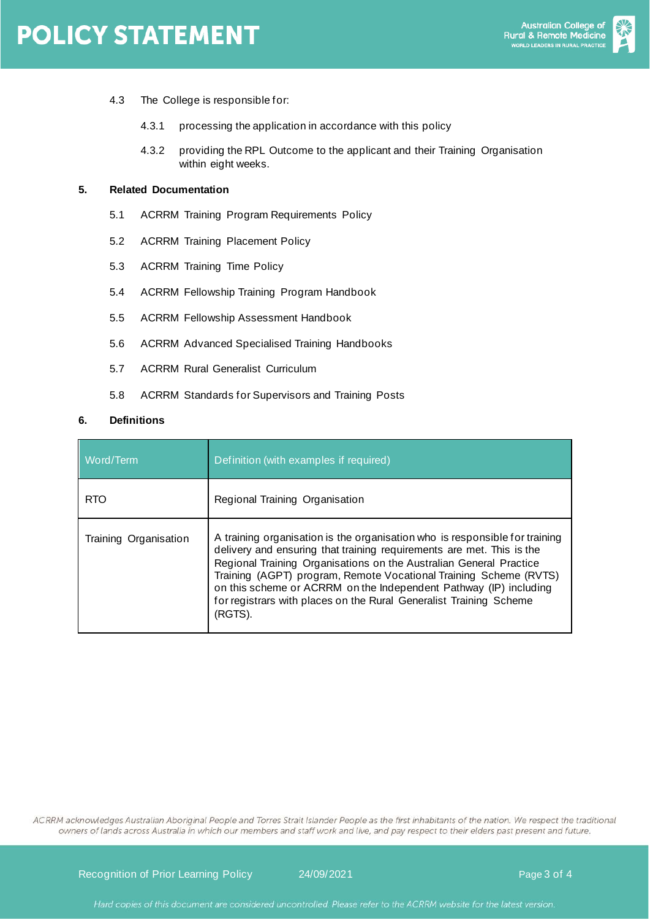4.3 The College is responsible for:

4.3.1 processing the application in accordance with this policy

4.3.2 providing the RPL Outcome to the applicant and their Training Organisation within eight weeks.

**5. Related Documentation**

5.1 ACRRM Training Program Requirements Policy

5.2 ACRRM Training Placement Policy

5.3 ACRRM Training Time Policy

5.4 ACRRM Fellowship Training Program Handbook

5.5 ACRRM Fellowship Assessment Handbook

5.6 ACRRM Advanced Specialised Training Handbooks

5.7 ACRRM Rural Generalist Curriculum

5.8 ACRRM Standards for Supervisors and Training Posts

**6. Definitions**

| Word/Term | Definition (with examples if required) |
|---|---|
| RTO | Regional Training Organisation |
| Training Organisation | A training organisation is the organisation who is responsible for training delivery and ensuring that training requirements are met. This is the Regional Training Organisations on the Australian General Practice Training (AGPT) program, Remote Vocational Training Scheme (RVTS) on this scheme or ACRRM on the Independent Pathway (IP) including for registrars with places on the Rural Generalist Training Scheme (RGTS). |

*ACRRM acknowledges Australian Aboriginal People and Torres Strait Islander People as the first inhabitants of the nation. We respect the traditional owners of lands across Australia in which our members and staff work and live, and pay respect to their elders past present and future.*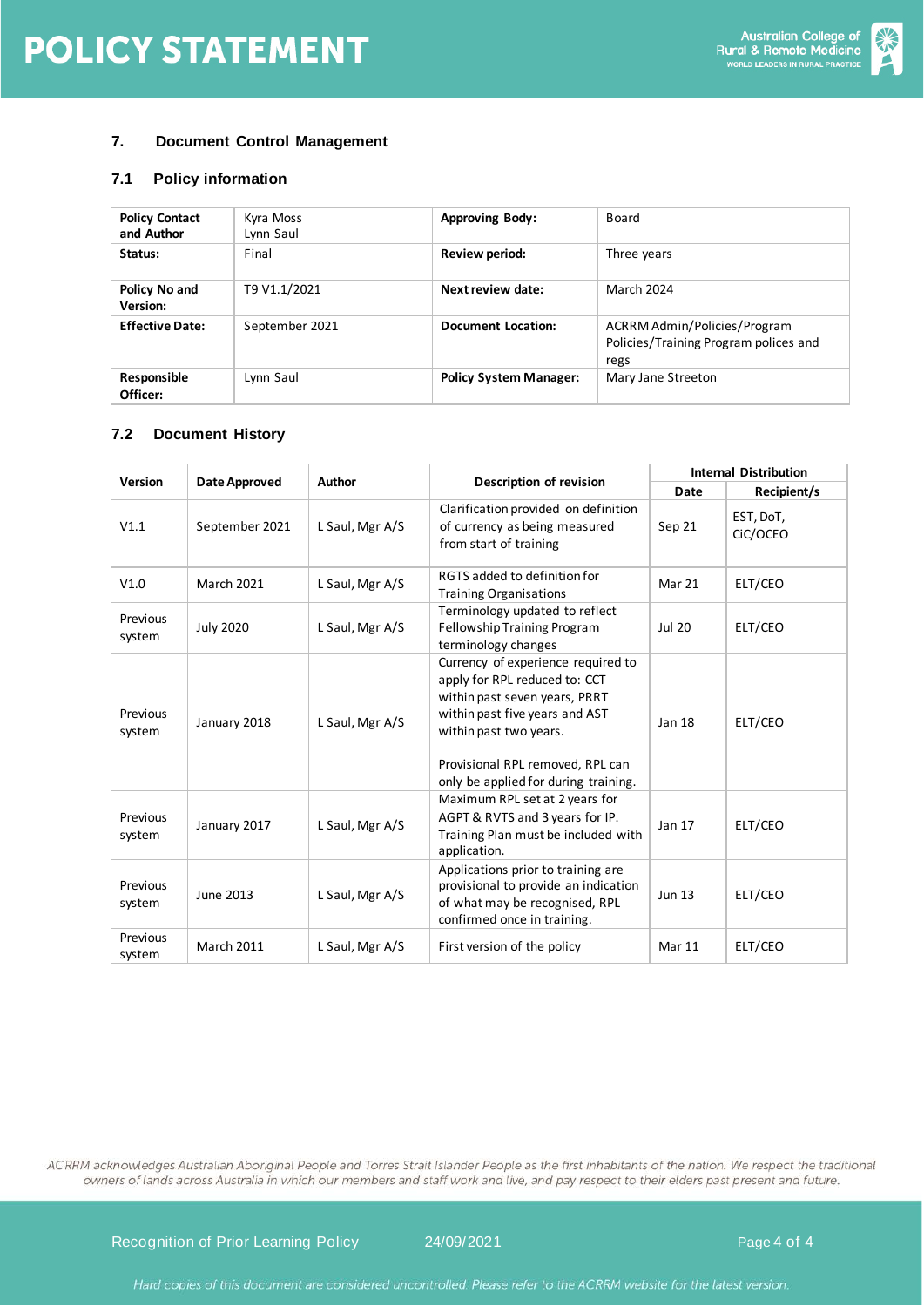## 7. Document Control Management

### 7.1 Policy information

| | | | |
|---|---|---|---|
| **Policy Contact and Author** | Kyra Moss<br>Lynn Saul | **Approving Body:** | Board |
| **Status:** | Final | **Review period:** | Three years |
| **Policy No and Version:** | T9 V1.1/2021 | **Next review date:** | March 2024 |
| **Effective Date:** | September 2021 | **Document Location:** | ACRRM Admin/Policies/Program Policies/Training Program polices and regs |
| **Responsible Officer:** | Lynn Saul | **Policy System Manager:** | Mary Jane Streeton |

### 7.2 Document History

| Version | Date Approved | Author | Description of revision | Internal Distribution | |
|---|---|---|---|---|---|
| | | | | **Date** | **Recipient/s** |
| V1.1 | September 2021 | L Saul, Mgr A/S | Clarification provided on definition of currency as being measured from start of training | Sep 21 | EST, DoT, CiC/OCEO |
| V1.0 | March 2021 | L Saul, Mgr A/S | RGTS added to definition for Training Organisations | Mar 21 | ELT/CEO |
| Previous system | July 2020 | L Saul, Mgr A/S | Terminology updated to reflect Fellowship Training Program terminology changes | Jul 20 | ELT/CEO |
| Previous system | January 2018 | L Saul, Mgr A/S | Currency of experience required to apply for RPL reduced to: CCT within past seven years, PRRT within past five years and AST within past two years.<br><br>Provisional RPL removed, RPL can only be applied for during training. | Jan 18 | ELT/CEO |
| Previous system | January 2017 | L Saul, Mgr A/S | Maximum RPL set at 2 years for AGPT & RVTS and 3 years for IP. Training Plan must be included with application. | Jan 17 | ELT/CEO |
| Previous system | June 2013 | L Saul, Mgr A/S | Applications prior to training are provisional to provide an indication of what may be recognised, RPL confirmed once in training. | Jun 13 | ELT/CEO |
| Previous system | March 2011 | L Saul, Mgr A/S | First version of the policy | Mar 11 | ELT/CEO |

*ACRRM acknowledges Australian Aboriginal People and Torres Strait Islander People as the first inhabitants of the nation. We respect the traditional owners of lands across Australia in which our members and staff work and live, and pay respect to their elders past present and future.*